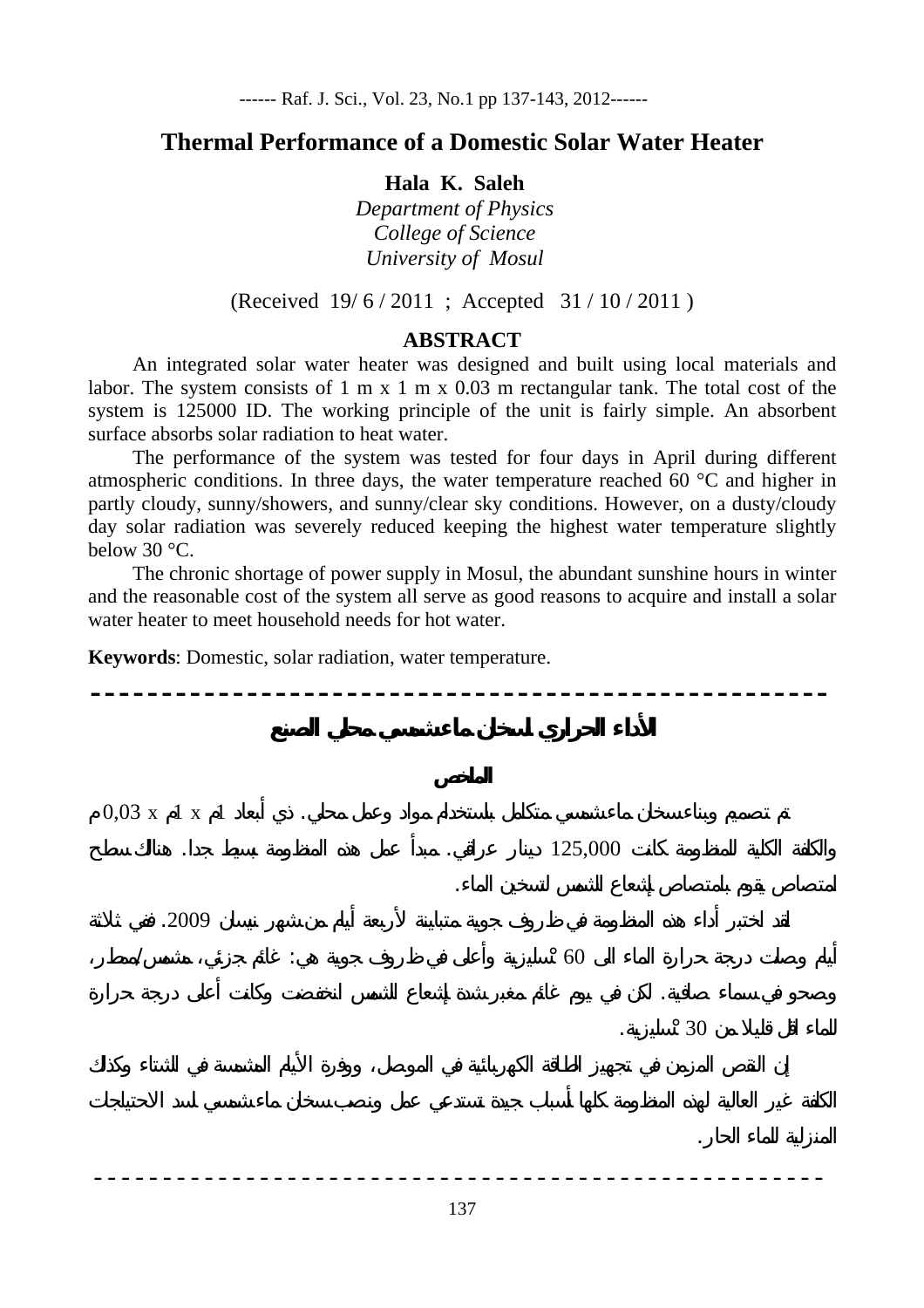# Thermal Performance of a Domestic Solar Water Heater

**Hala K. Saleh**

*Department of Physics*
*College of Science*
*University of Mosul*

(Received 19/ 6 / 2011 ; Accepted 31 / 10 / 2011 )

## ABSTRACT

An integrated solar water heater was designed and built using local materials and labor. The system consists of 1 m x 1 m x 0.03 m rectangular tank. The total cost of the system is 125000 ID. The working principle of the unit is fairly simple. An absorbent surface absorbs solar radiation to heat water.

The performance of the system was tested for four days in April during different atmospheric conditions. In three days, the water temperature reached 60 °C and higher in partly cloudy, sunny/showers, and sunny/clear sky conditions. However, on a dusty/cloudy day solar radiation was severely reduced keeping the highest water temperature slightly below 30 °C.

The chronic shortage of power supply in Mosul, the abundant sunshine hours in winter and the reasonable cost of the system all serve as good reasons to acquire and install a solar water heater to meet household needs for hot water.

**Keywords**: Domestic, solar radiation, water temperature.

---

# الأداء الحراري لسخان ماء شمسي محلي الصنع

## الملخص

تم تصميم وبناء سخان ماء شمسي متكامل باستخدام مواد وعمل محلي. ذي أبعاد 1م x 1م x 0,03 م والكلفة الكلية للمنظومة كانت 125,000 دينار عراقي. مبدأ عمل هذه المنظومة بسيط جدا. هناك سطح امتصاص يقوم بامتصاص إشعاع الشمس لتسخين الماء.

لقد اختبر أداء هذه المنظومة في ظروف جوية متباينة لأربعة أيام من شهر نيسان 2009. في ثلاثة أيام وصلت درجة حرارة الماء الى 60 °سليزية وأعلى في ظروف جوية هي: غائم جزئي، مشمس/ممطر، وصحو في سماء صافية. لكن في يوم غائم مغبر شدة إشعاع الشمس انخفضت وكانت أعلى درجة حرارة للماء اقل قليلا من 30 °سليزية.

إن النقص المزمن في تجهيز الطاقة الكهربائية في الموصل، ووفرة الأيام المشمسة في الشتاء وكذلك الكلفة غير العالية لهذه المنظومة كلها أسباب جيدة تستدعي عمل ونصب سخان ماء شمسي لسد الاحتياجات المنزلية للماء الحار.

---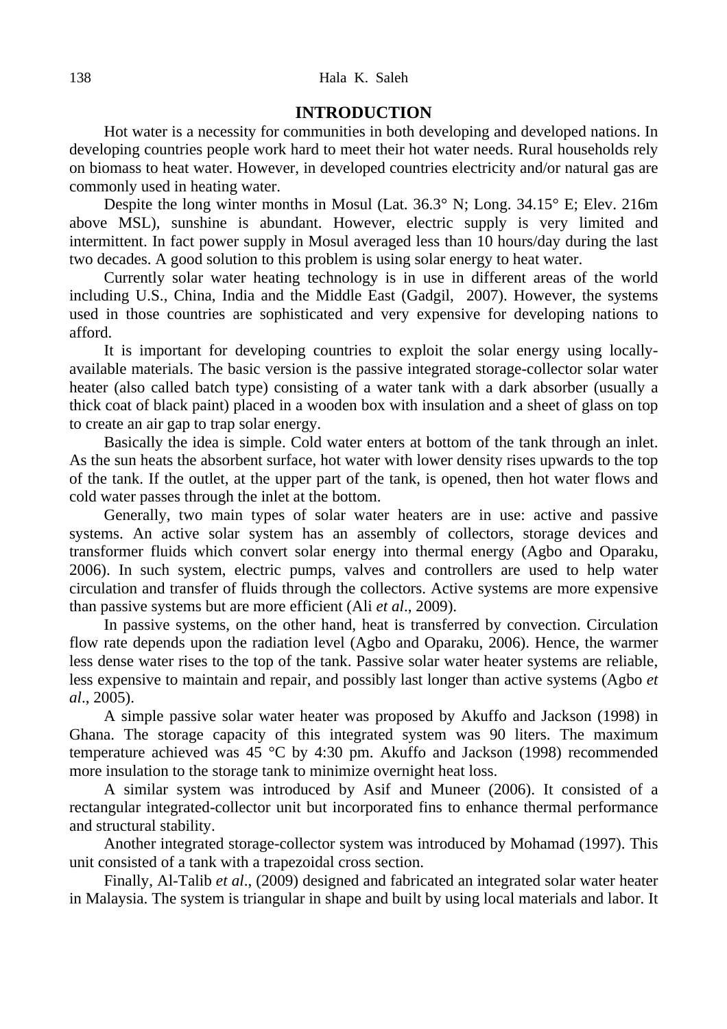## INTRODUCTION

Hot water is a necessity for communities in both developing and developed nations. In developing countries people work hard to meet their hot water needs. Rural households rely on biomass to heat water. However, in developed countries electricity and/or natural gas are commonly used in heating water.

Despite the long winter months in Mosul (Lat. 36.3° N; Long. 34.15° E; Elev. 216m above MSL), sunshine is abundant. However, electric supply is very limited and intermittent. In fact power supply in Mosul averaged less than 10 hours/day during the last two decades. A good solution to this problem is using solar energy to heat water.

Currently solar water heating technology is in use in different areas of the world including U.S., China, India and the Middle East (Gadgil, 2007). However, the systems used in those countries are sophisticated and very expensive for developing nations to afford.

It is important for developing countries to exploit the solar energy using locally-available materials. The basic version is the passive integrated storage-collector solar water heater (also called batch type) consisting of a water tank with a dark absorber (usually a thick coat of black paint) placed in a wooden box with insulation and a sheet of glass on top to create an air gap to trap solar energy.

Basically the idea is simple. Cold water enters at bottom of the tank through an inlet. As the sun heats the absorbent surface, hot water with lower density rises upwards to the top of the tank. If the outlet, at the upper part of the tank, is opened, then hot water flows and cold water passes through the inlet at the bottom.

Generally, two main types of solar water heaters are in use: active and passive systems. An active solar system has an assembly of collectors, storage devices and transformer fluids which convert solar energy into thermal energy (Agbo and Oparaku, 2006). In such system, electric pumps, valves and controllers are used to help water circulation and transfer of fluids through the collectors. Active systems are more expensive than passive systems but are more efficient (Ali *et al*., 2009).

In passive systems, on the other hand, heat is transferred by convection. Circulation flow rate depends upon the radiation level (Agbo and Oparaku, 2006). Hence, the warmer less dense water rises to the top of the tank. Passive solar water heater systems are reliable, less expensive to maintain and repair, and possibly last longer than active systems (Agbo *et al*., 2005).

A simple passive solar water heater was proposed by Akuffo and Jackson (1998) in Ghana. The storage capacity of this integrated system was 90 liters. The maximum temperature achieved was 45 °C by 4:30 pm. Akuffo and Jackson (1998) recommended more insulation to the storage tank to minimize overnight heat loss.

A similar system was introduced by Asif and Muneer (2006). It consisted of a rectangular integrated-collector unit but incorporated fins to enhance thermal performance and structural stability.

Another integrated storage-collector system was introduced by Mohamad (1997). This unit consisted of a tank with a trapezoidal cross section.

Finally, Al-Talib *et al*., (2009) designed and fabricated an integrated solar water heater in Malaysia. The system is triangular in shape and built by using local materials and labor. It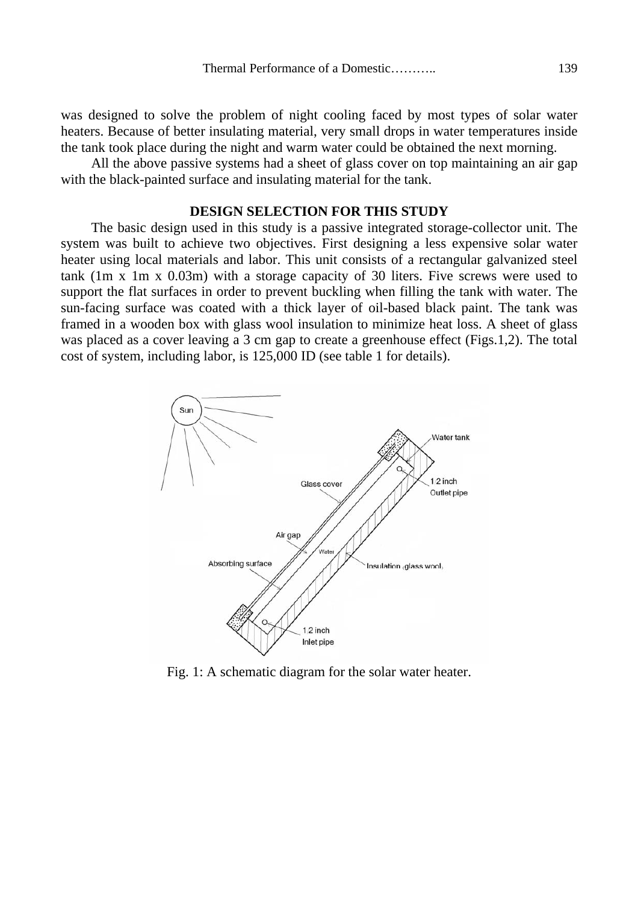was designed to solve the problem of night cooling faced by most types of solar water heaters. Because of better insulating material, very small drops in water temperatures inside the tank took place during the night and warm water could be obtained the next morning.

All the above passive systems had a sheet of glass cover on top maintaining an air gap with the black-painted surface and insulating material for the tank.

## DESIGN SELECTION FOR THIS STUDY

The basic design used in this study is a passive integrated storage-collector unit. The system was built to achieve two objectives. First designing a less expensive solar water heater using local materials and labor. This unit consists of a rectangular galvanized steel tank (1m x 1m x 0.03m) with a storage capacity of 30 liters. Five screws were used to support the flat surfaces in order to prevent buckling when filling the tank with water. The sun-facing surface was coated with a thick layer of oil-based black paint. The tank was framed in a wooden box with glass wool insulation to minimize heat loss. A sheet of glass was placed as a cover leaving a 3 cm gap to create a greenhouse effect (Figs.1,2). The total cost of system, including labor, is 125,000 ID (see table 1 for details).

Fig. 1: A schematic diagram for the solar water heater.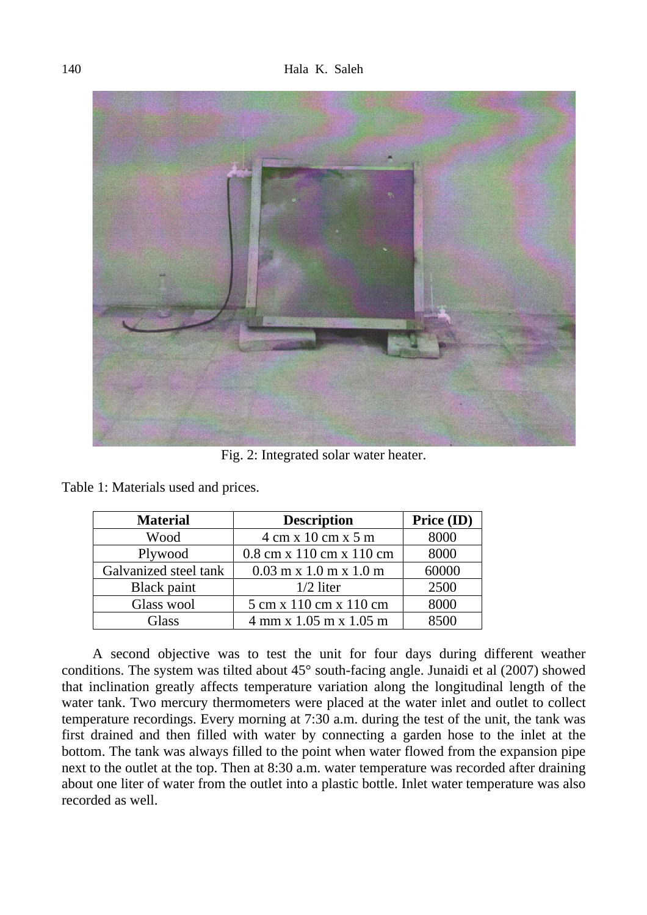Fig. 2: Integrated solar water heater.

Table 1: Materials used and prices.

| Material | Description | Price (ID) |
|---|---|---|
| Wood | 4 cm x 10 cm x 5 m | 8000 |
| Plywood | 0.8 cm x 110 cm x 110 cm | 8000 |
| Galvanized steel tank | 0.03 m x 1.0 m x 1.0 m | 60000 |
| Black paint | 1/2 liter | 2500 |
| Glass wool | 5 cm x 110 cm x 110 cm | 8000 |
| Glass | 4 mm x 1.05 m x 1.05 m | 8500 |

A second objective was to test the unit for four days during different weather conditions. The system was tilted about 45° south-facing angle. Junaidi et al (2007) showed that inclination greatly affects temperature variation along the longitudinal length of the water tank. Two mercury thermometers were placed at the water inlet and outlet to collect temperature recordings. Every morning at 7:30 a.m. during the test of the unit, the tank was first drained and then filled with water by connecting a garden hose to the inlet at the bottom. The tank was always filled to the point when water flowed from the expansion pipe next to the outlet at the top. Then at 8:30 a.m. water temperature was recorded after draining about one liter of water from the outlet into a plastic bottle. Inlet water temperature was also recorded as well.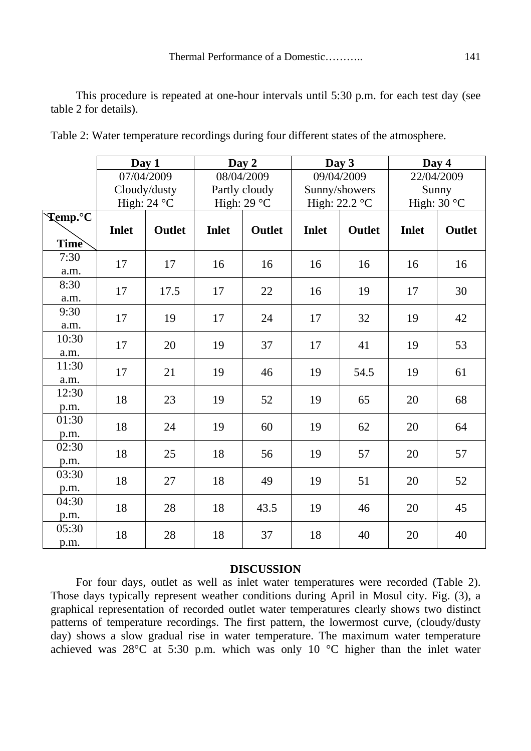This procedure is repeated at one-hour intervals until 5:30 p.m. for each test day (see table 2 for details).

Table 2: Water temperature recordings during four different states of the atmosphere.

| | Day 1 | | Day 2 | | Day 3 | | Day 4 | |
|---|---|---|---|---|---|---|---|---|
| | 07/04/2009 Cloudy/dusty High: 24 °C | | 08/04/2009 Partly cloudy High: 29 °C | | 09/04/2009 Sunny/showers High: 22.2 °C | | 22/04/2009 Sunny High: 30 °C | |
| **Temp.°C / Time** | **Inlet** | **Outlet** | **Inlet** | **Outlet** | **Inlet** | **Outlet** | **Inlet** | **Outlet** |
| 7:30 a.m. | 17 | 17 | 16 | 16 | 16 | 16 | 16 | 16 |
| 8:30 a.m. | 17 | 17.5 | 17 | 22 | 16 | 19 | 17 | 30 |
| 9:30 a.m. | 17 | 19 | 17 | 24 | 17 | 32 | 19 | 42 |
| 10:30 a.m. | 17 | 20 | 19 | 37 | 17 | 41 | 19 | 53 |
| 11:30 a.m. | 17 | 21 | 19 | 46 | 19 | 54.5 | 19 | 61 |
| 12:30 p.m. | 18 | 23 | 19 | 52 | 19 | 65 | 20 | 68 |
| 01:30 p.m. | 18 | 24 | 19 | 60 | 19 | 62 | 20 | 64 |
| 02:30 p.m. | 18 | 25 | 18 | 56 | 19 | 57 | 20 | 57 |
| 03:30 p.m. | 18 | 27 | 18 | 49 | 19 | 51 | 20 | 52 |
| 04:30 p.m. | 18 | 28 | 18 | 43.5 | 19 | 46 | 20 | 45 |
| 05:30 p.m. | 18 | 28 | 18 | 37 | 18 | 40 | 20 | 40 |

## DISCUSSION

For four days, outlet as well as inlet water temperatures were recorded (Table 2). Those days typically represent weather conditions during April in Mosul city. Fig. (3), a graphical representation of recorded outlet water temperatures clearly shows two distinct patterns of temperature recordings. The first pattern, the lowermost curve, (cloudy/dusty day) shows a slow gradual rise in water temperature. The maximum water temperature achieved was 28°C at 5:30 p.m. which was only 10 °C higher than the inlet water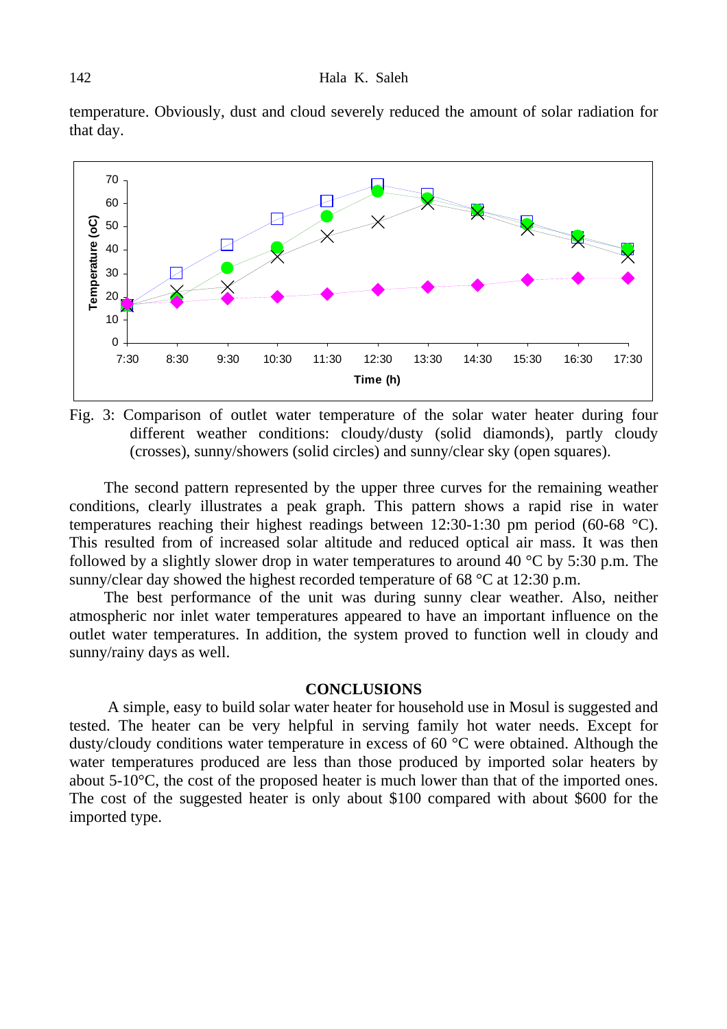temperature. Obviously, dust and cloud severely reduced the amount of solar radiation for that day.

Fig. 3: Comparison of outlet water temperature of the solar water heater during four different weather conditions: cloudy/dusty (solid diamonds), partly cloudy (crosses), sunny/showers (solid circles) and sunny/clear sky (open squares).

The second pattern represented by the upper three curves for the remaining weather conditions, clearly illustrates a peak graph. This pattern shows a rapid rise in water temperatures reaching their highest readings between 12:30-1:30 pm period (60-68 °C). This resulted from of increased solar altitude and reduced optical air mass. It was then followed by a slightly slower drop in water temperatures to around 40 °C by 5:30 p.m. The sunny/clear day showed the highest recorded temperature of 68 °C at 12:30 p.m.

The best performance of the unit was during sunny clear weather. Also, neither atmospheric nor inlet water temperatures appeared to have an important influence on the outlet water temperatures. In addition, the system proved to function well in cloudy and sunny/rainy days as well.

## CONCLUSIONS

A simple, easy to build solar water heater for household use in Mosul is suggested and tested. The heater can be very helpful in serving family hot water needs. Except for dusty/cloudy conditions water temperature in excess of 60 °C were obtained. Although the water temperatures produced are less than those produced by imported solar heaters by about 5-10°C, the cost of the proposed heater is much lower than that of the imported ones. The cost of the suggested heater is only about $100 compared with about $600 for the imported type.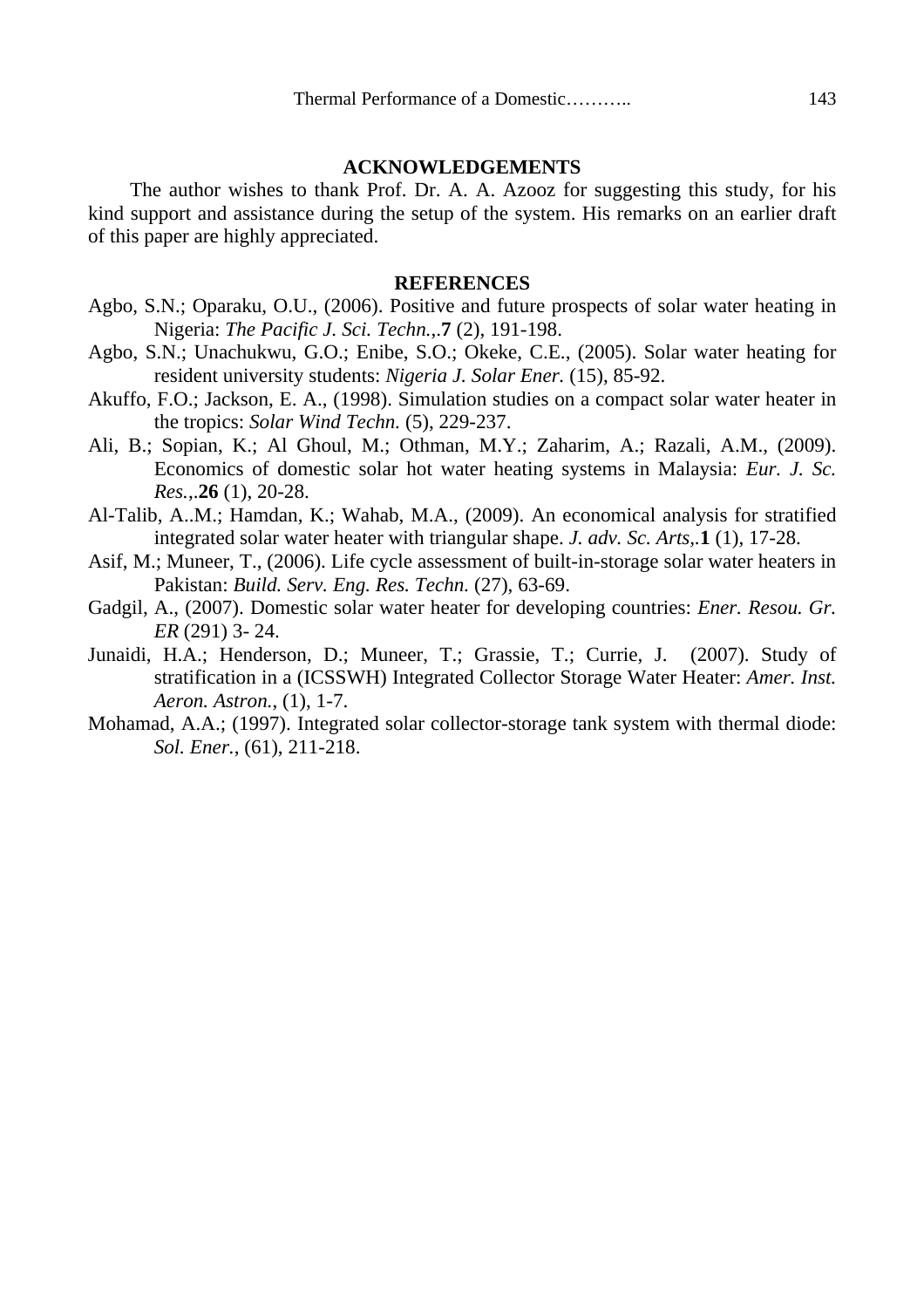## ACKNOWLEDGEMENTS

The author wishes to thank Prof. Dr. A. A. Azooz for suggesting this study, for his kind support and assistance during the setup of the system. His remarks on an earlier draft of this paper are highly appreciated.

## REFERENCES

Agbo, S.N.; Oparaku, O.U., (2006). Positive and future prospects of solar water heating in Nigeria: *The Pacific J. Sci. Techn.*,.**7** (2), 191-198.

Agbo, S.N.; Unachukwu, G.O.; Enibe, S.O.; Okeke, C.E., (2005). Solar water heating for resident university students: *Nigeria J. Solar Ener.* (15), 85-92.

Akuffo, F.O.; Jackson, E. A., (1998). Simulation studies on a compact solar water heater in the tropics: *Solar Wind Techn.* (5), 229-237.

Ali, B.; Sopian, K.; Al Ghoul, M.; Othman, M.Y.; Zaharim, A.; Razali, A.M., (2009). Economics of domestic solar hot water heating systems in Malaysia: *Eur. J. Sc. Res.*,.**26** (1), 20-28.

Al-Talib, A..M.; Hamdan, K.; Wahab, M.A., (2009). An economical analysis for stratified integrated solar water heater with triangular shape. *J. adv. Sc. Arts*,.**1** (1), 17-28.

Asif, M.; Muneer, T., (2006). Life cycle assessment of built-in-storage solar water heaters in Pakistan: *Build. Serv. Eng. Res. Techn.* (27), 63-69.

Gadgil, A., (2007). Domestic solar water heater for developing countries: *Ener. Resou. Gr. ER* (291) 3- 24.

Junaidi, H.A.; Henderson, D.; Muneer, T.; Grassie, T.; Currie, J. (2007). Study of stratification in a (ICSSWH) Integrated Collector Storage Water Heater: *Amer. Inst. Aeron. Astron.*, (1), 1-7.

Mohamad, A.A.; (1997). Integrated solar collector-storage tank system with thermal diode: *Sol. Ener.*, (61), 211-218.